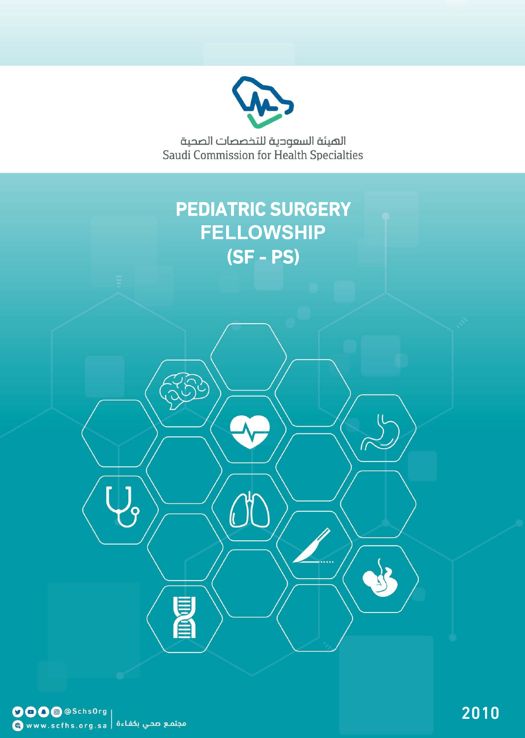الهيئة السعودية للتخصصات الصحية

Saudi Commission for Health Specialties

# PEDIATRIC SURGERY FELLOWSHIP (SF - PS)

@SchsOrg

www.scfhs.org.sa

مجتمع صحي بكفاءة

2010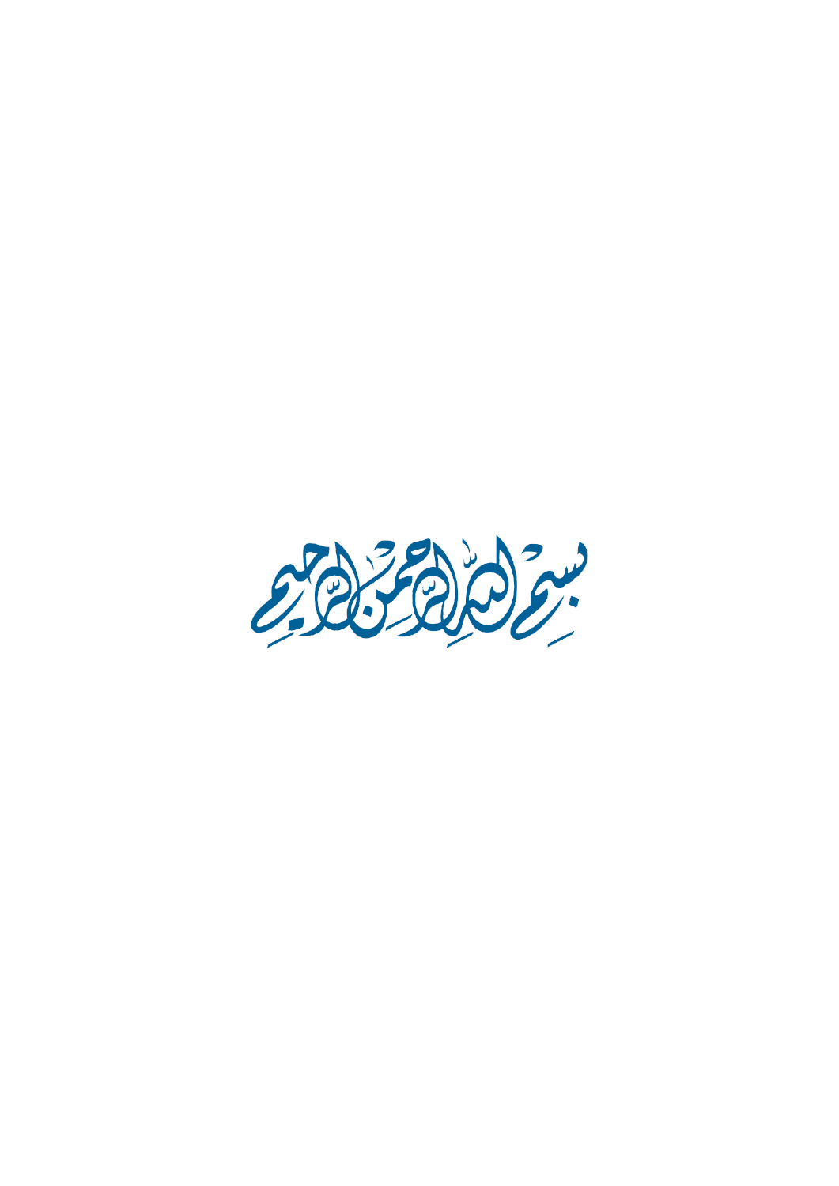بسم الله الرحمن الرحيم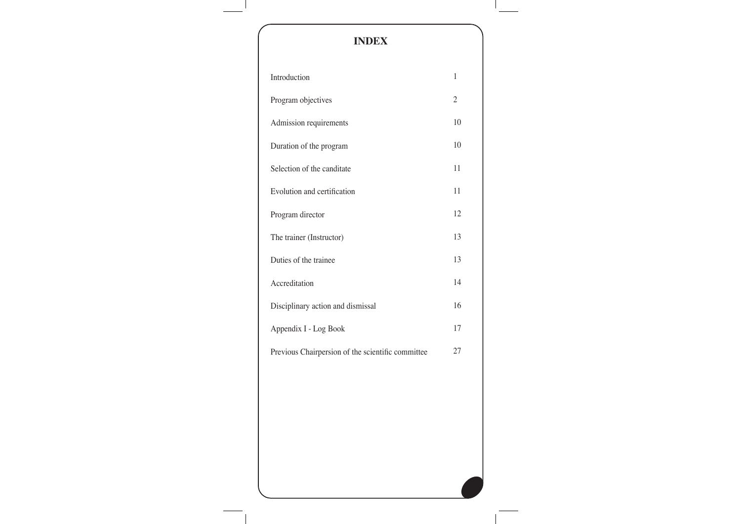# INDEX

| | |
|---|---|
| Introduction | 1 |
| Program objectives | 2 |
| Admission requirements | 10 |
| Duration of the program | 10 |
| Selection of the canditate | 11 |
| Evolution and certification | 11 |
| Program director | 12 |
| The trainer (Instructor) | 13 |
| Duties of the trainee | 13 |
| Accreditation | 14 |
| Disciplinary action and dismissal | 16 |
| Appendix I - Log Book | 17 |
| Previous Chairpersion of the scientific committee | 27 |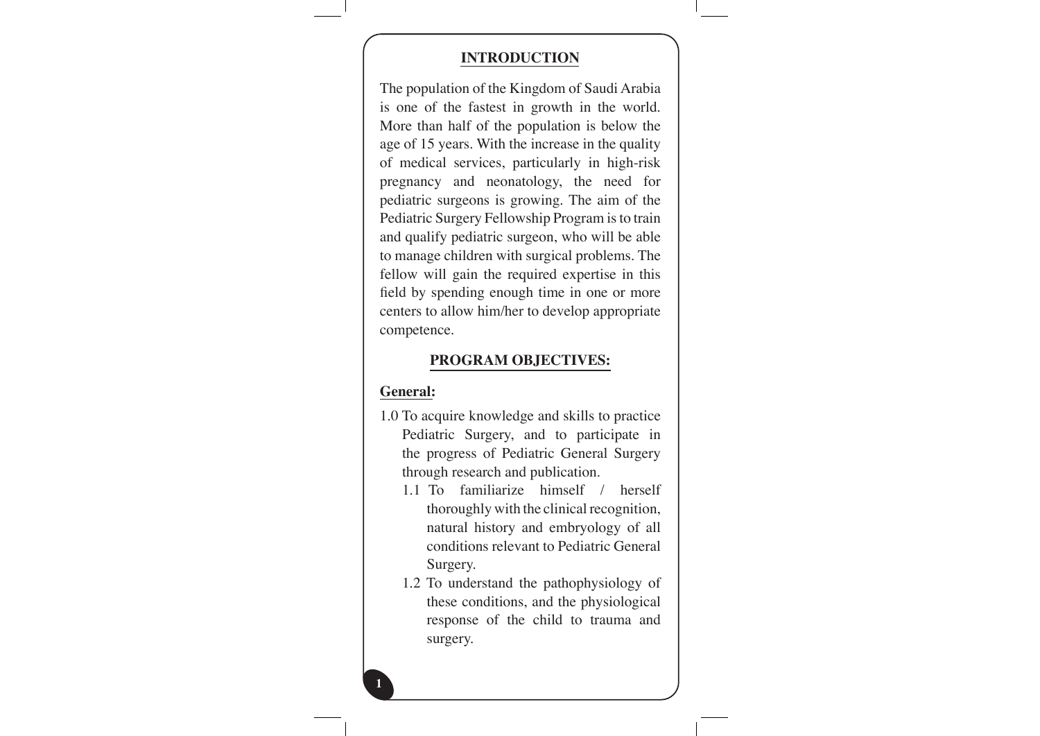## INTRODUCTION

The population of the Kingdom of Saudi Arabia is one of the fastest in growth in the world. More than half of the population is below the age of 15 years. With the increase in the quality of medical services, particularly in high-risk pregnancy and neonatology, the need for pediatric surgeons is growing. The aim of the Pediatric Surgery Fellowship Program is to train and qualify pediatric surgeon, who will be able to manage children with surgical problems. The fellow will gain the required expertise in this field by spending enough time in one or more centers to allow him/her to develop appropriate competence.

## PROGRAM OBJECTIVES:

### General:

1.0 To acquire knowledge and skills to practice Pediatric Surgery, and to participate in the progress of Pediatric General Surgery through research and publication.

- 1.1 To familiarize himself / herself thoroughly with the clinical recognition, natural history and embryology of all conditions relevant to Pediatric General Surgery.
- 1.2 To understand the pathophysiology of these conditions, and the physiological response of the child to trauma and surgery.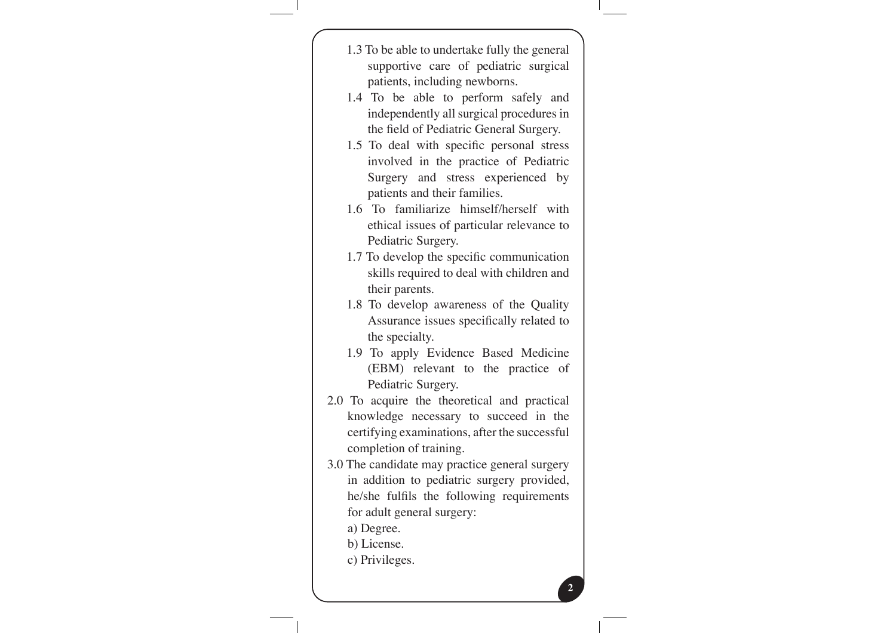- 1.3 To be able to undertake fully the general supportive care of pediatric surgical patients, including newborns.
- 1.4 To be able to perform safely and independently all surgical procedures in the field of Pediatric General Surgery.
- 1.5 To deal with specific personal stress involved in the practice of Pediatric Surgery and stress experienced by patients and their families.
- 1.6 To familiarize himself/herself with ethical issues of particular relevance to Pediatric Surgery.
- 1.7 To develop the specific communication skills required to deal with children and their parents.
- 1.8 To develop awareness of the Quality Assurance issues specifically related to the specialty.
- 1.9 To apply Evidence Based Medicine (EBM) relevant to the practice of Pediatric Surgery.

2.0 To acquire the theoretical and practical knowledge necessary to succeed in the certifying examinations, after the successful completion of training.

3.0 The candidate may practice general surgery in addition to pediatric surgery provided, he/she fulfils the following requirements for adult general surgery:

a) Degree.

b) License.

c) Privileges.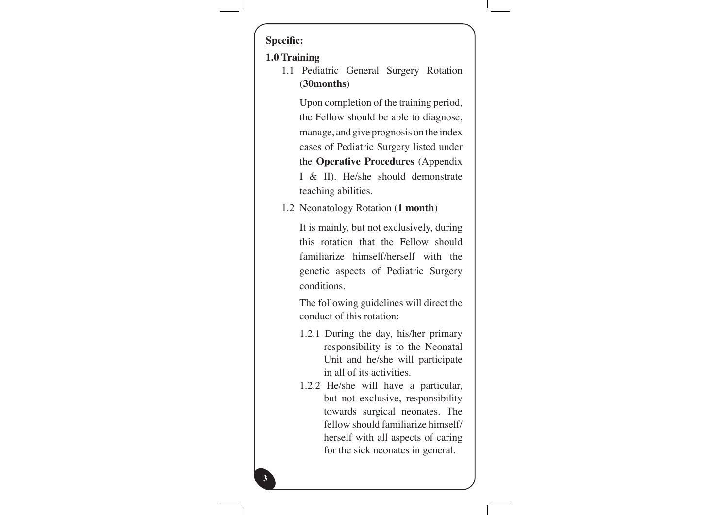**Specific:**

**1.0 Training**

1.1 Pediatric General Surgery Rotation (**30months**)

Upon completion of the training period, the Fellow should be able to diagnose, manage, and give prognosis on the index cases of Pediatric Surgery listed under the **Operative Procedures** (Appendix I & II). He/she should demonstrate teaching abilities.

1.2 Neonatology Rotation (**1 month**)

It is mainly, but not exclusively, during this rotation that the Fellow should familiarize himself/herself with the genetic aspects of Pediatric Surgery conditions.

The following guidelines will direct the conduct of this rotation:

1.2.1 During the day, his/her primary responsibility is to the Neonatal Unit and he/she will participate in all of its activities.

1.2.2 He/she will have a particular, but not exclusive, responsibility towards surgical neonates. The fellow should familiarize himself/herself with all aspects of caring for the sick neonates in general.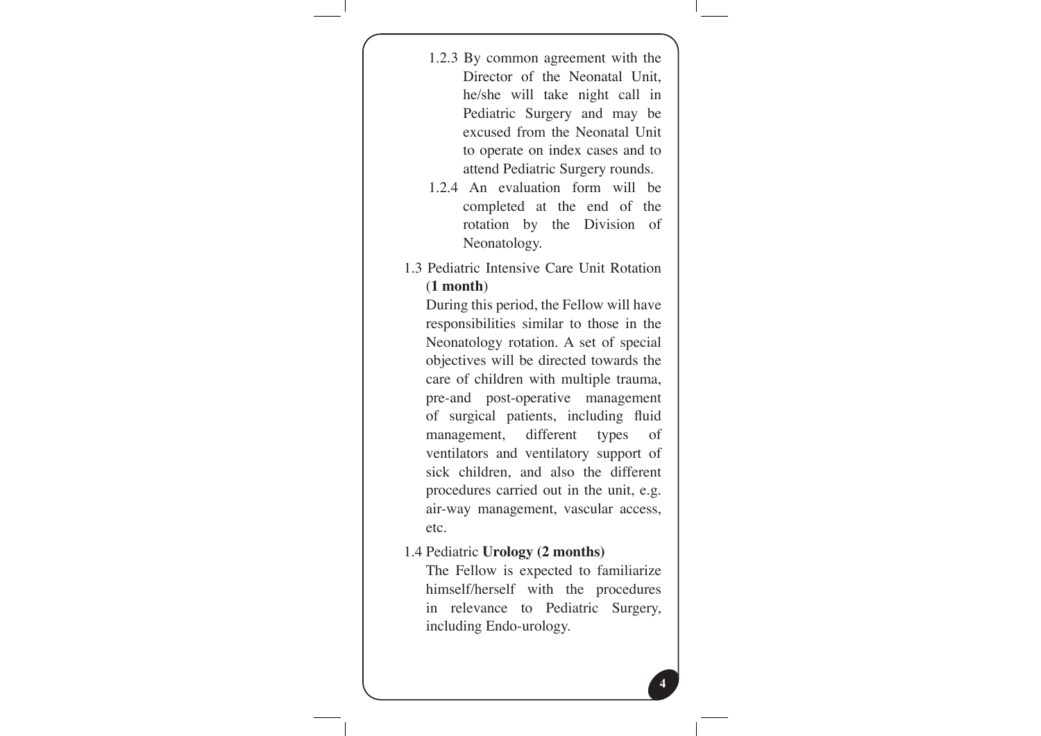1.2.3 By common agreement with the Director of the Neonatal Unit, he/she will take night call in Pediatric Surgery and may be excused from the Neonatal Unit to operate on index cases and to attend Pediatric Surgery rounds.

1.2.4 An evaluation form will be completed at the end of the rotation by the Division of Neonatology.

1.3 Pediatric Intensive Care Unit Rotation (**1 month**)

During this period, the Fellow will have responsibilities similar to those in the Neonatology rotation. A set of special objectives will be directed towards the care of children with multiple trauma, pre-and post-operative management of surgical patients, including fluid management, different types of ventilators and ventilatory support of sick children, and also the different procedures carried out in the unit, e.g. air-way management, vascular access, etc.

1.4 Pediatric **Urology (2 months)**

The Fellow is expected to familiarize himself/herself with the procedures in relevance to Pediatric Surgery, including Endo-urology.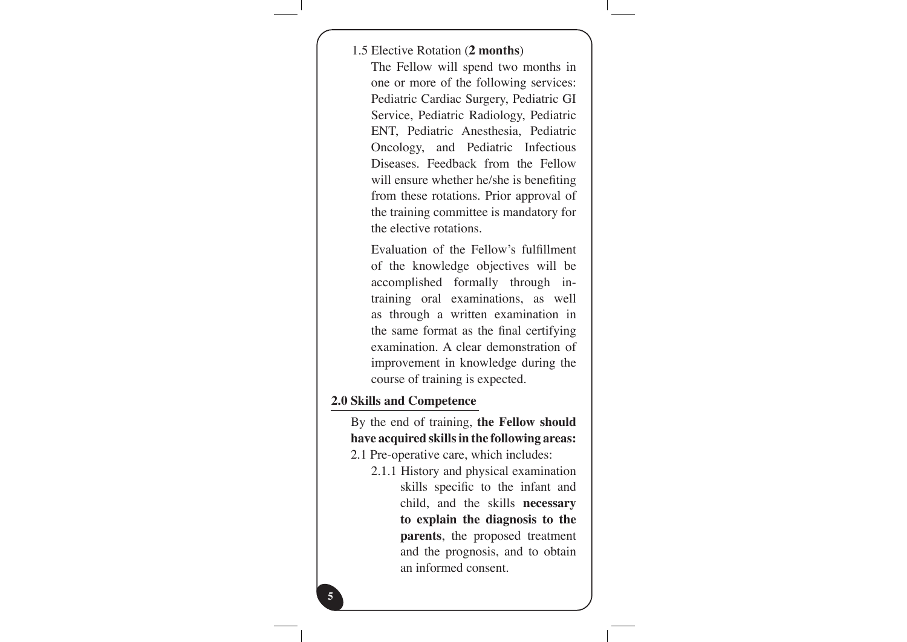1.5 Elective Rotation (**2 months**)

The Fellow will spend two months in one or more of the following services: Pediatric Cardiac Surgery, Pediatric GI Service, Pediatric Radiology, Pediatric ENT, Pediatric Anesthesia, Pediatric Oncology, and Pediatric Infectious Diseases. Feedback from the Fellow will ensure whether he/she is benefiting from these rotations. Prior approval of the training committee is mandatory for the elective rotations.

Evaluation of the Fellow's fulfillment of the knowledge objectives will be accomplished formally through in-training oral examinations, as well as through a written examination in the same format as the final certifying examination. A clear demonstration of improvement in knowledge during the course of training is expected.

## 2.0 Skills and Competence

By the end of training, **the Fellow should have acquired skills in the following areas:**

2.1 Pre-operative care, which includes:

2.1.1 History and physical examination skills specific to the infant and child, and the skills **necessary to explain the diagnosis to the parents**, the proposed treatment and the prognosis, and to obtain an informed consent.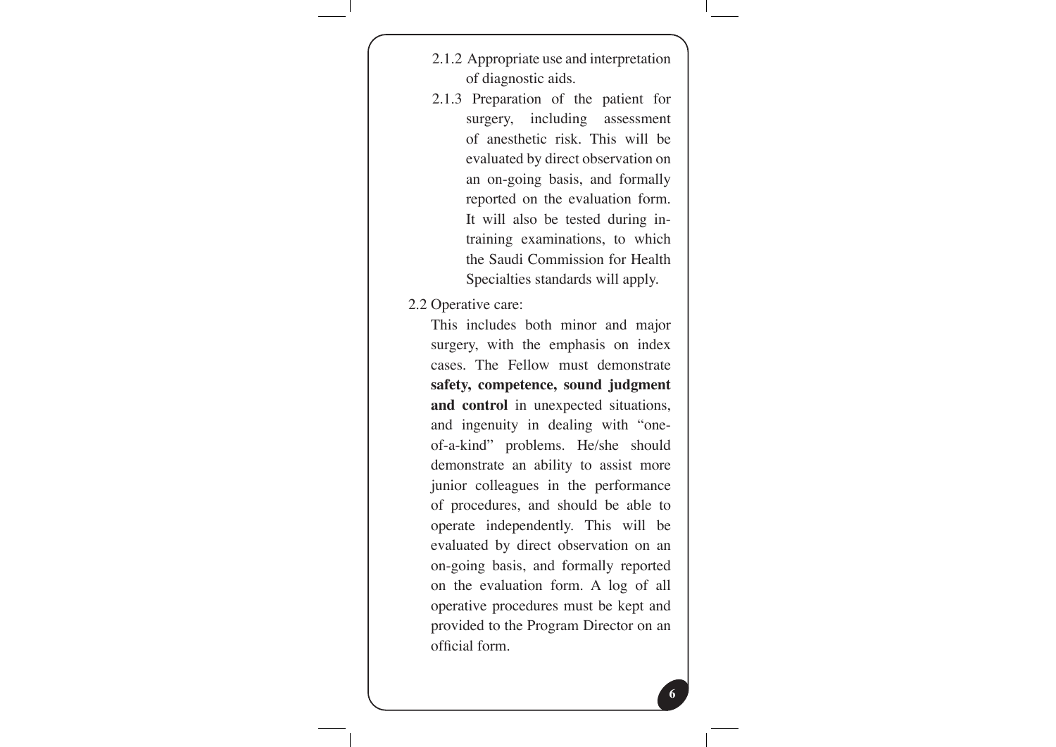2.1.2 Appropriate use and interpretation of diagnostic aids.

2.1.3 Preparation of the patient for surgery, including assessment of anesthetic risk. This will be evaluated by direct observation on an on-going basis, and formally reported on the evaluation form. It will also be tested during in-training examinations, to which the Saudi Commission for Health Specialties standards will apply.

2.2 Operative care:

This includes both minor and major surgery, with the emphasis on index cases. The Fellow must demonstrate **safety, competence, sound judgment and control** in unexpected situations, and ingenuity in dealing with "one-of-a-kind" problems. He/she should demonstrate an ability to assist more junior colleagues in the performance of procedures, and should be able to operate independently. This will be evaluated by direct observation on an on-going basis, and formally reported on the evaluation form. A log of all operative procedures must be kept and provided to the Program Director on an official form.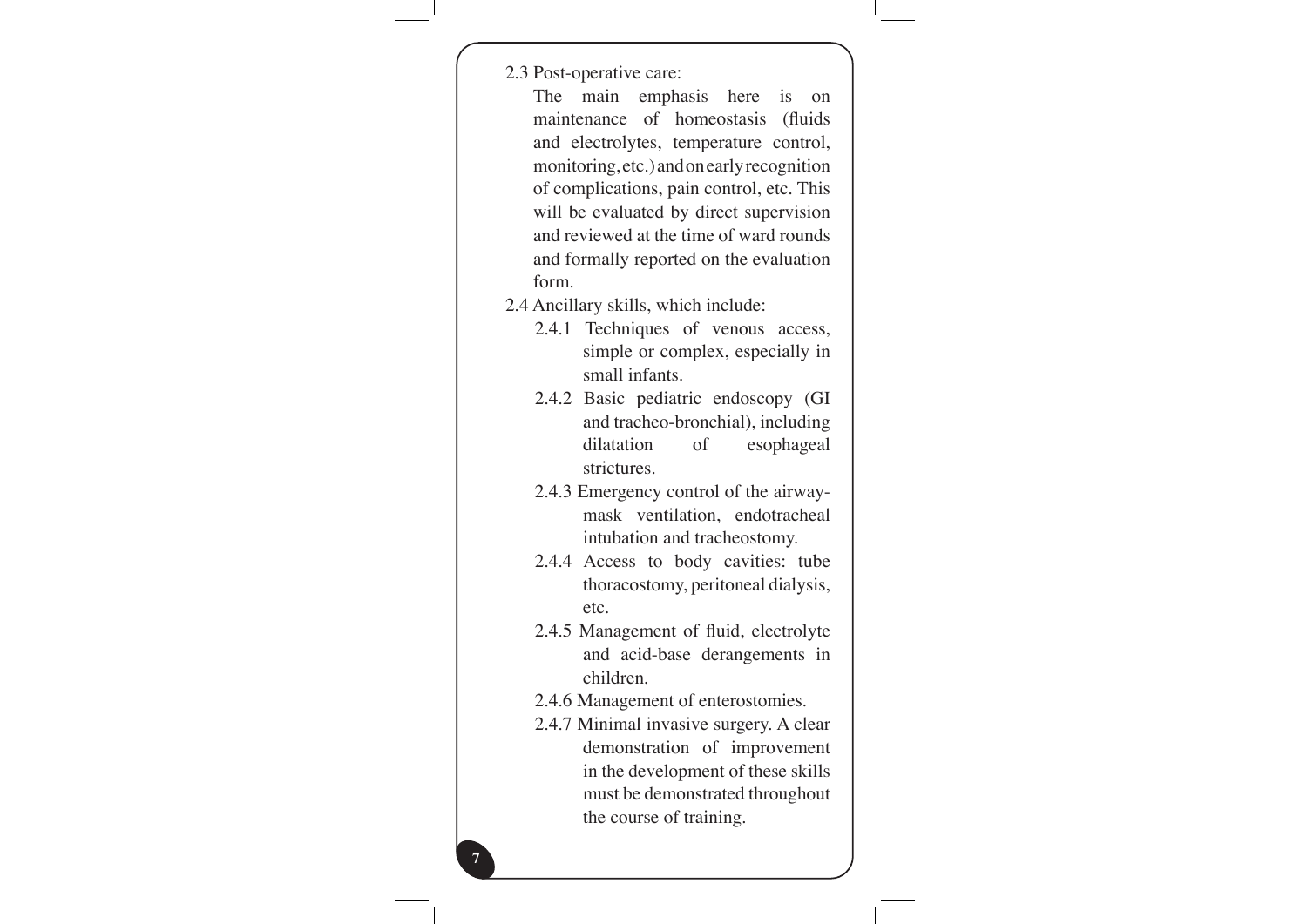2.3 Post-operative care:

The main emphasis here is on maintenance of homeostasis (fluids and electrolytes, temperature control, monitoring, etc.) and on early recognition of complications, pain control, etc. This will be evaluated by direct supervision and reviewed at the time of ward rounds and formally reported on the evaluation form.

2.4 Ancillary skills, which include:

- 2.4.1 Techniques of venous access, simple or complex, especially in small infants.
- 2.4.2 Basic pediatric endoscopy (GI and tracheo-bronchial), including dilatation of esophageal strictures.
- 2.4.3 Emergency control of the airway-mask ventilation, endotracheal intubation and tracheostomy.
- 2.4.4 Access to body cavities: tube thoracostomy, peritoneal dialysis, etc.
- 2.4.5 Management of fluid, electrolyte and acid-base derangements in children.
- 2.4.6 Management of enterostomies.
- 2.4.7 Minimal invasive surgery. A clear demonstration of improvement in the development of these skills must be demonstrated throughout the course of training.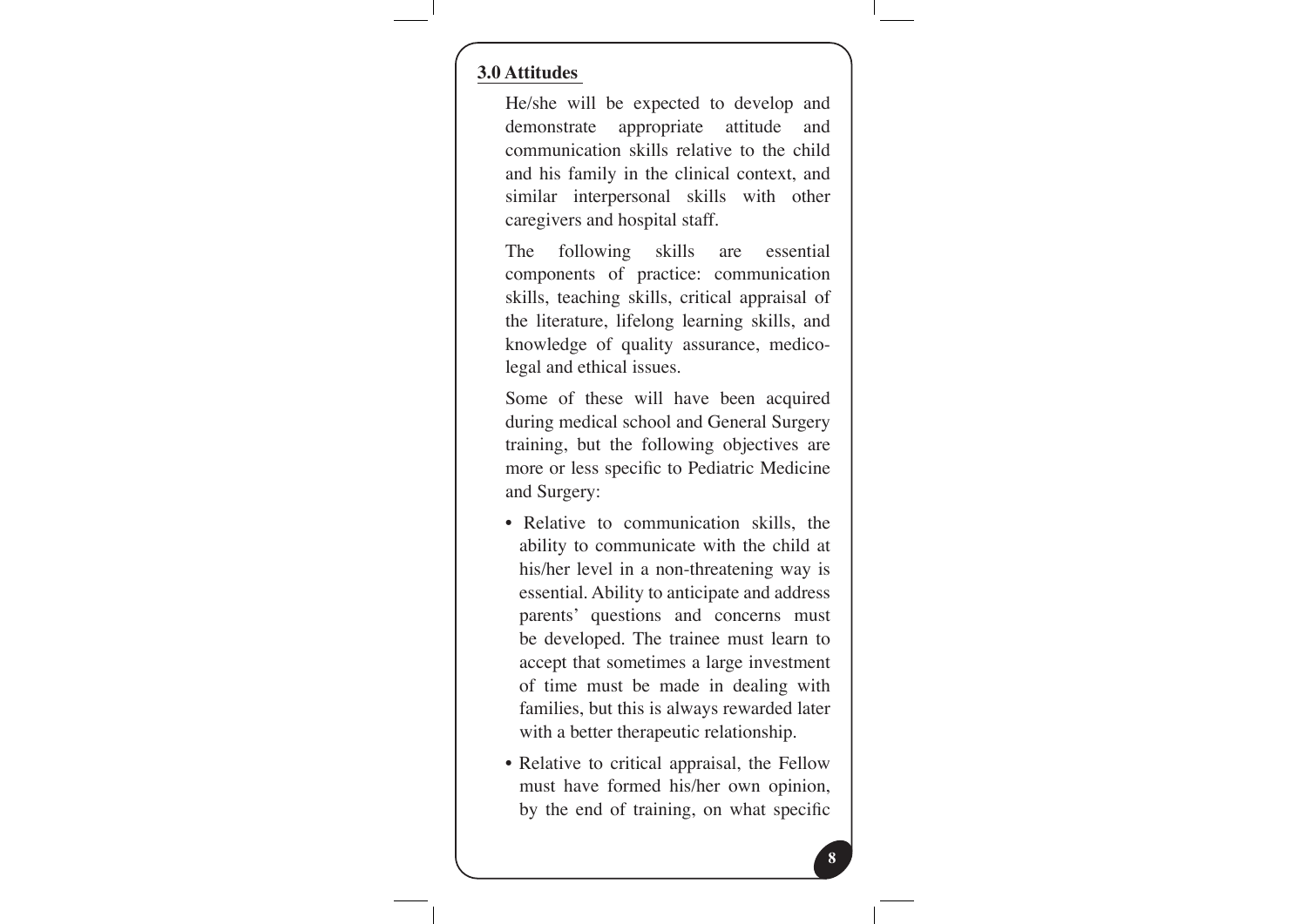## 3.0 Attitudes

He/she will be expected to develop and demonstrate appropriate attitude and communication skills relative to the child and his family in the clinical context, and similar interpersonal skills with other caregivers and hospital staff.

The following skills are essential components of practice: communication skills, teaching skills, critical appraisal of the literature, lifelong learning skills, and knowledge of quality assurance, medico-legal and ethical issues.

Some of these will have been acquired during medical school and General Surgery training, but the following objectives are more or less specific to Pediatric Medicine and Surgery:

- Relative to communication skills, the ability to communicate with the child at his/her level in a non-threatening way is essential. Ability to anticipate and address parents' questions and concerns must be developed. The trainee must learn to accept that sometimes a large investment of time must be made in dealing with families, but this is always rewarded later with a better therapeutic relationship.
- Relative to critical appraisal, the Fellow must have formed his/her own opinion, by the end of training, on what specific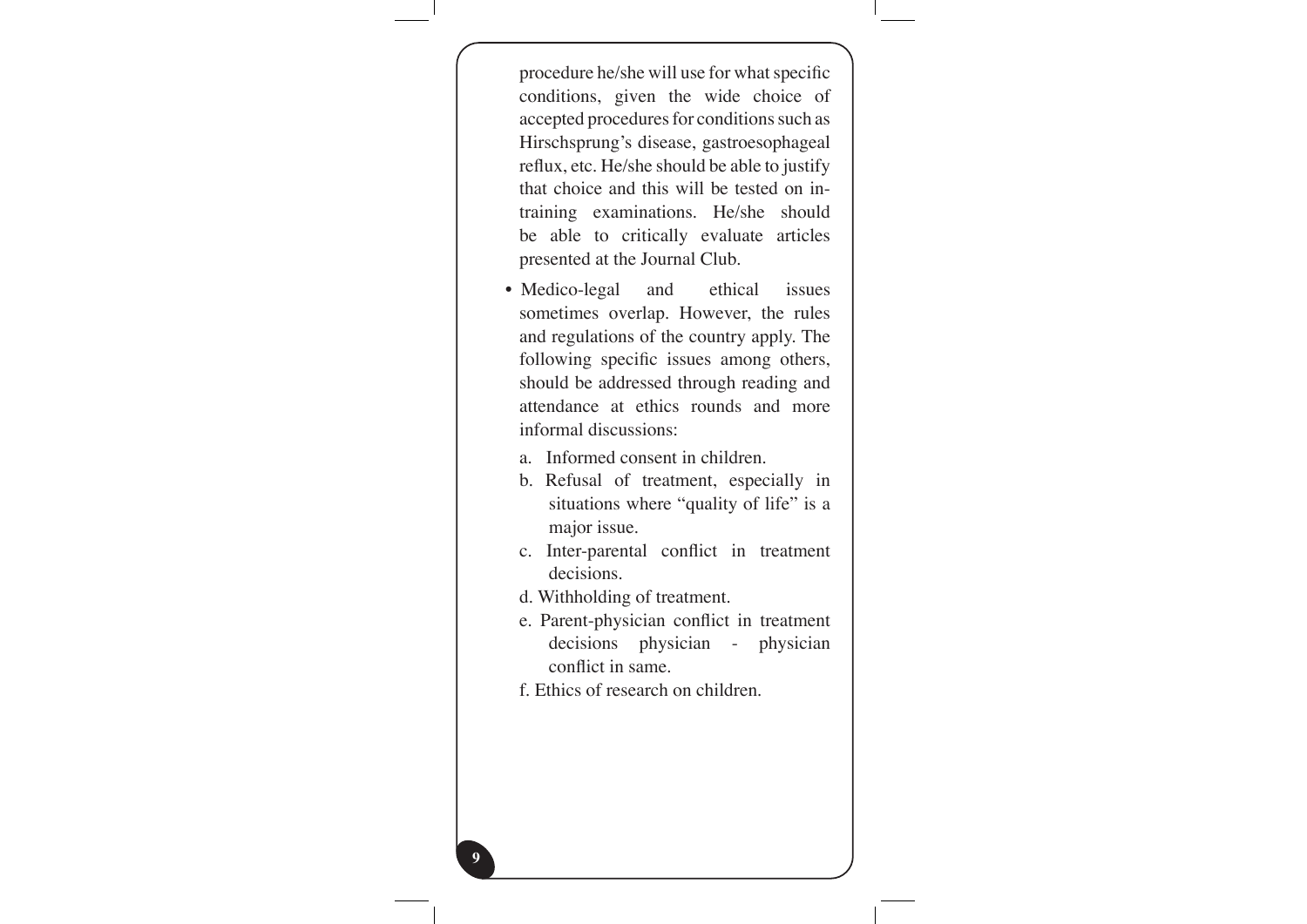procedure he/she will use for what specific conditions, given the wide choice of accepted procedures for conditions such as Hirschsprung's disease, gastroesophageal reflux, etc. He/she should be able to justify that choice and this will be tested on in-training examinations. He/she should be able to critically evaluate articles presented at the Journal Club.

- Medico-legal and ethical issues sometimes overlap. However, the rules and regulations of the country apply. The following specific issues among others, should be addressed through reading and attendance at ethics rounds and more informal discussions:

  a. Informed consent in children.
  b. Refusal of treatment, especially in situations where "quality of life" is a major issue.
  c. Inter-parental conflict in treatment decisions.
  d. Withholding of treatment.
  e. Parent-physician conflict in treatment decisions physician - physician conflict in same.
  f. Ethics of research on children.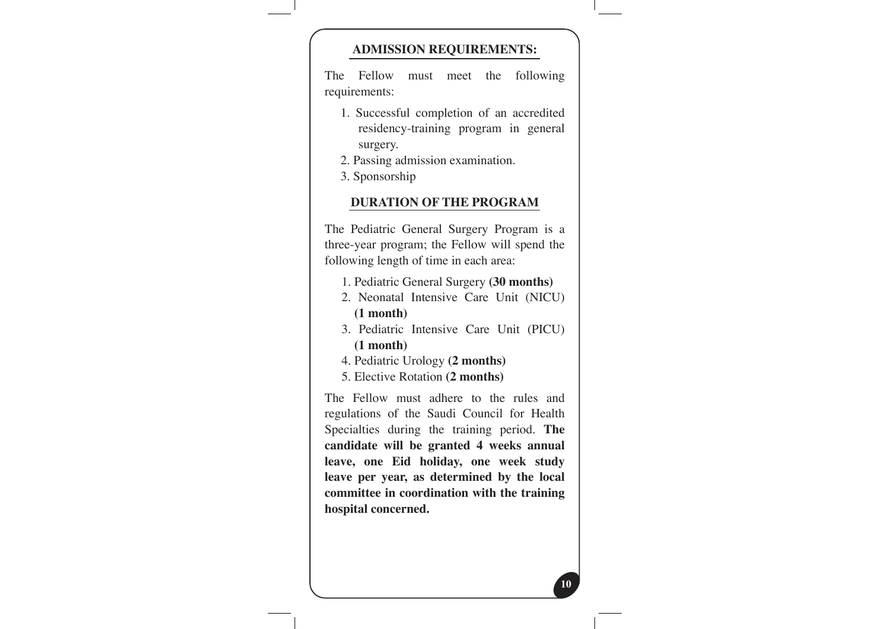## ADMISSION REQUIREMENTS:

The Fellow must meet the following requirements:

1. Successful completion of an accredited residency-training program in general surgery.
2. Passing admission examination.
3. Sponsorship

## DURATION OF THE PROGRAM

The Pediatric General Surgery Program is a three-year program; the Fellow will spend the following length of time in each area:

1. Pediatric General Surgery **(30 months)**
2. Neonatal Intensive Care Unit (NICU) **(1 month)**
3. Pediatric Intensive Care Unit (PICU) **(1 month)**
4. Pediatric Urology **(2 months)**
5. Elective Rotation **(2 months)**

The Fellow must adhere to the rules and regulations of the Saudi Council for Health Specialties during the training period. **The candidate will be granted 4 weeks annual leave, one Eid holiday, one week study leave per year, as determined by the local committee in coordination with the training hospital concerned.**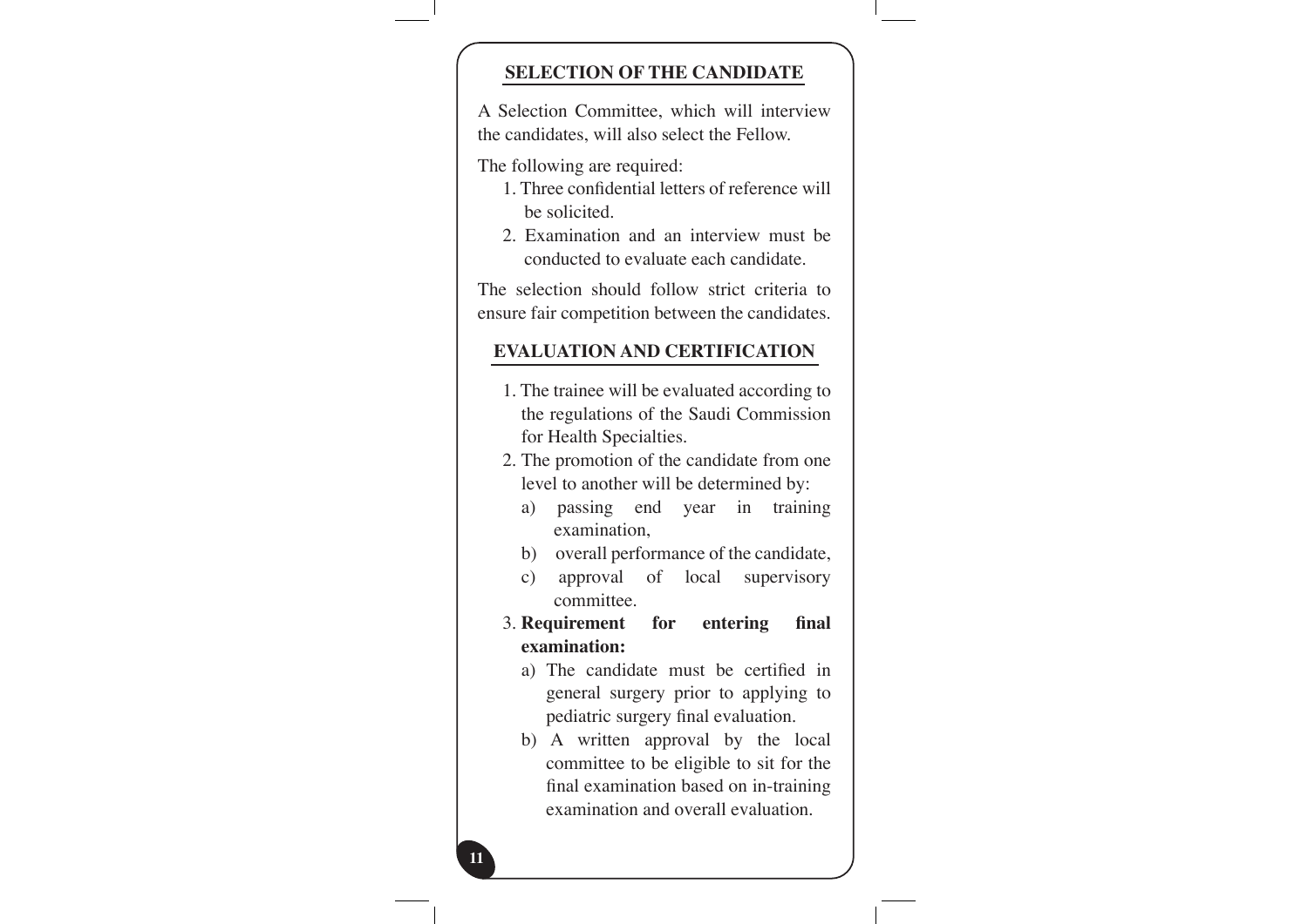## SELECTION OF THE CANDIDATE

A Selection Committee, which will interview the candidates, will also select the Fellow.

The following are required:

1. Three confidential letters of reference will be solicited.
2. Examination and an interview must be conducted to evaluate each candidate.

The selection should follow strict criteria to ensure fair competition between the candidates.

## EVALUATION AND CERTIFICATION

1. The trainee will be evaluated according to the regulations of the Saudi Commission for Health Specialties.
2. The promotion of the candidate from one level to another will be determined by:
   a) passing end year in training examination,
   b) overall performance of the candidate,
   c) approval of local supervisory committee.
3. **Requirement for entering final examination:**
   a) The candidate must be certified in general surgery prior to applying to pediatric surgery final evaluation.
   b) A written approval by the local committee to be eligible to sit for the final examination based on in-training examination and overall evaluation.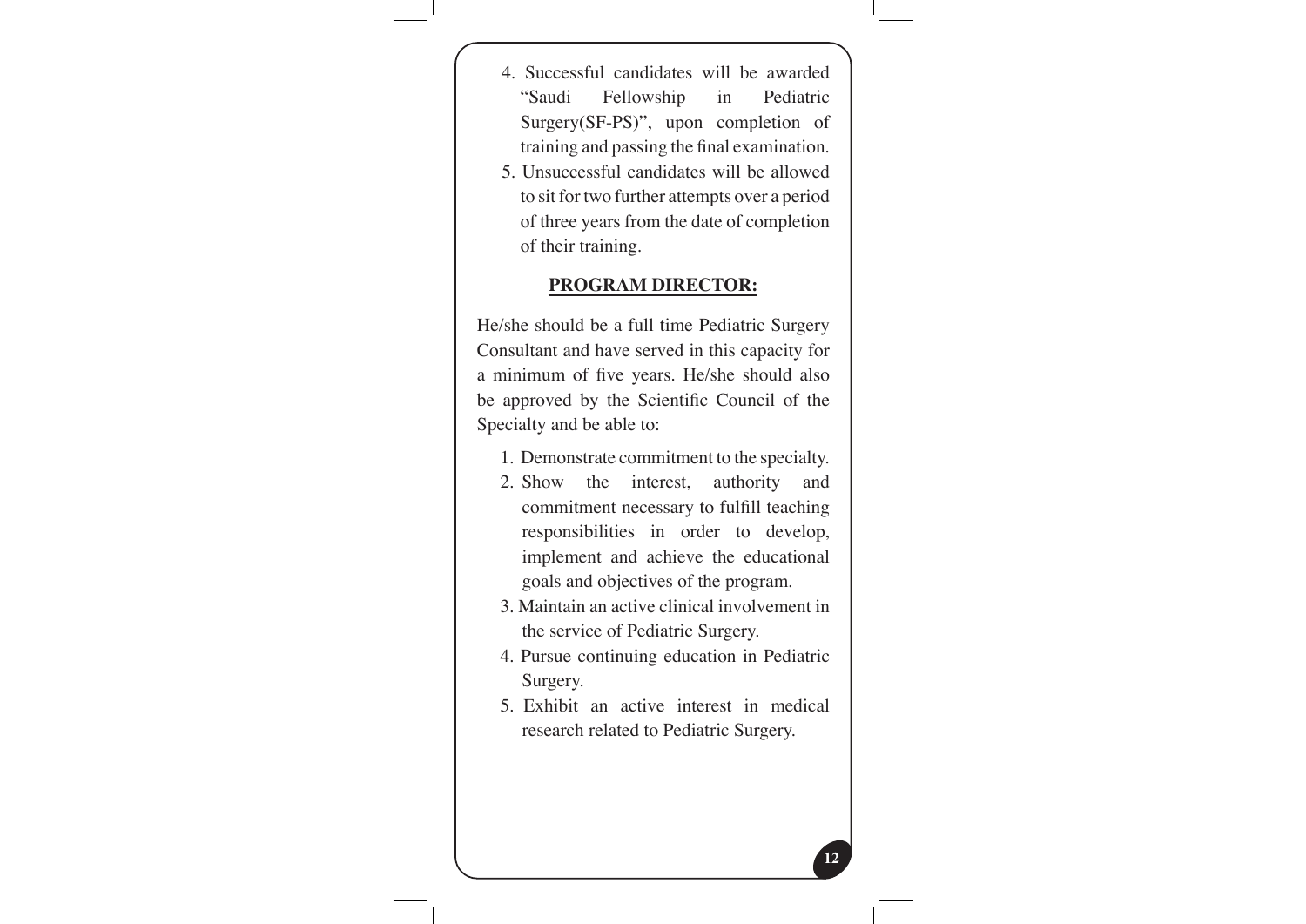4. Successful candidates will be awarded "Saudi Fellowship in Pediatric Surgery(SF-PS)", upon completion of training and passing the final examination.
5. Unsuccessful candidates will be allowed to sit for two further attempts over a period of three years from the date of completion of their training.

## PROGRAM DIRECTOR:

He/she should be a full time Pediatric Surgery Consultant and have served in this capacity for a minimum of five years. He/she should also be approved by the Scientific Council of the Specialty and be able to:

1. Demonstrate commitment to the specialty.
2. Show the interest, authority and commitment necessary to fulfill teaching responsibilities in order to develop, implement and achieve the educational goals and objectives of the program.
3. Maintain an active clinical involvement in the service of Pediatric Surgery.
4. Pursue continuing education in Pediatric Surgery.
5. Exhibit an active interest in medical research related to Pediatric Surgery.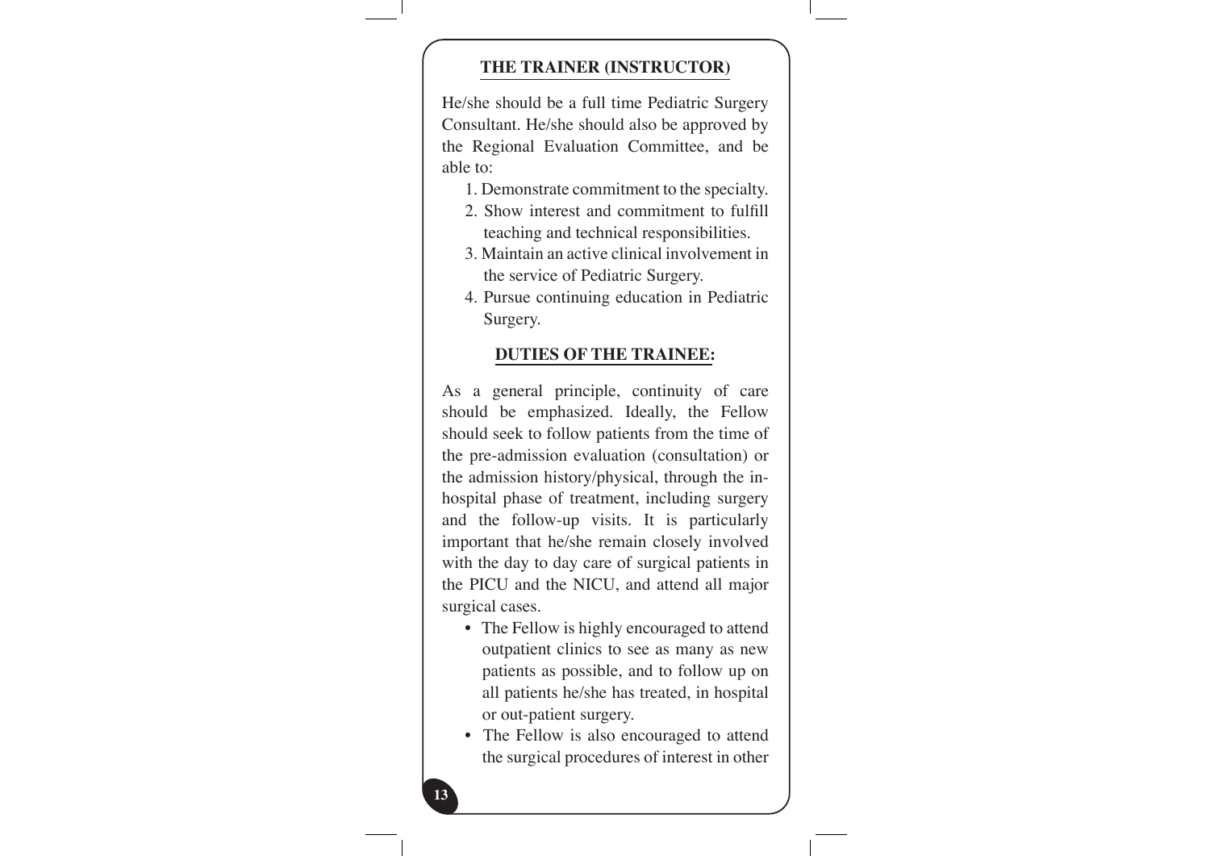## THE TRAINER (INSTRUCTOR)

He/she should be a full time Pediatric Surgery Consultant. He/she should also be approved by the Regional Evaluation Committee, and be able to:

1. Demonstrate commitment to the specialty.
2. Show interest and commitment to fulfill teaching and technical responsibilities.
3. Maintain an active clinical involvement in the service of Pediatric Surgery.
4. Pursue continuing education in Pediatric Surgery.

## DUTIES OF THE TRAINEE:

As a general principle, continuity of care should be emphasized. Ideally, the Fellow should seek to follow patients from the time of the pre-admission evaluation (consultation) or the admission history/physical, through the in-hospital phase of treatment, including surgery and the follow-up visits. It is particularly important that he/she remain closely involved with the day to day care of surgical patients in the PICU and the NICU, and attend all major surgical cases.

- The Fellow is highly encouraged to attend outpatient clinics to see as many as new patients as possible, and to follow up on all patients he/she has treated, in hospital or out-patient surgery.
- The Fellow is also encouraged to attend the surgical procedures of interest in other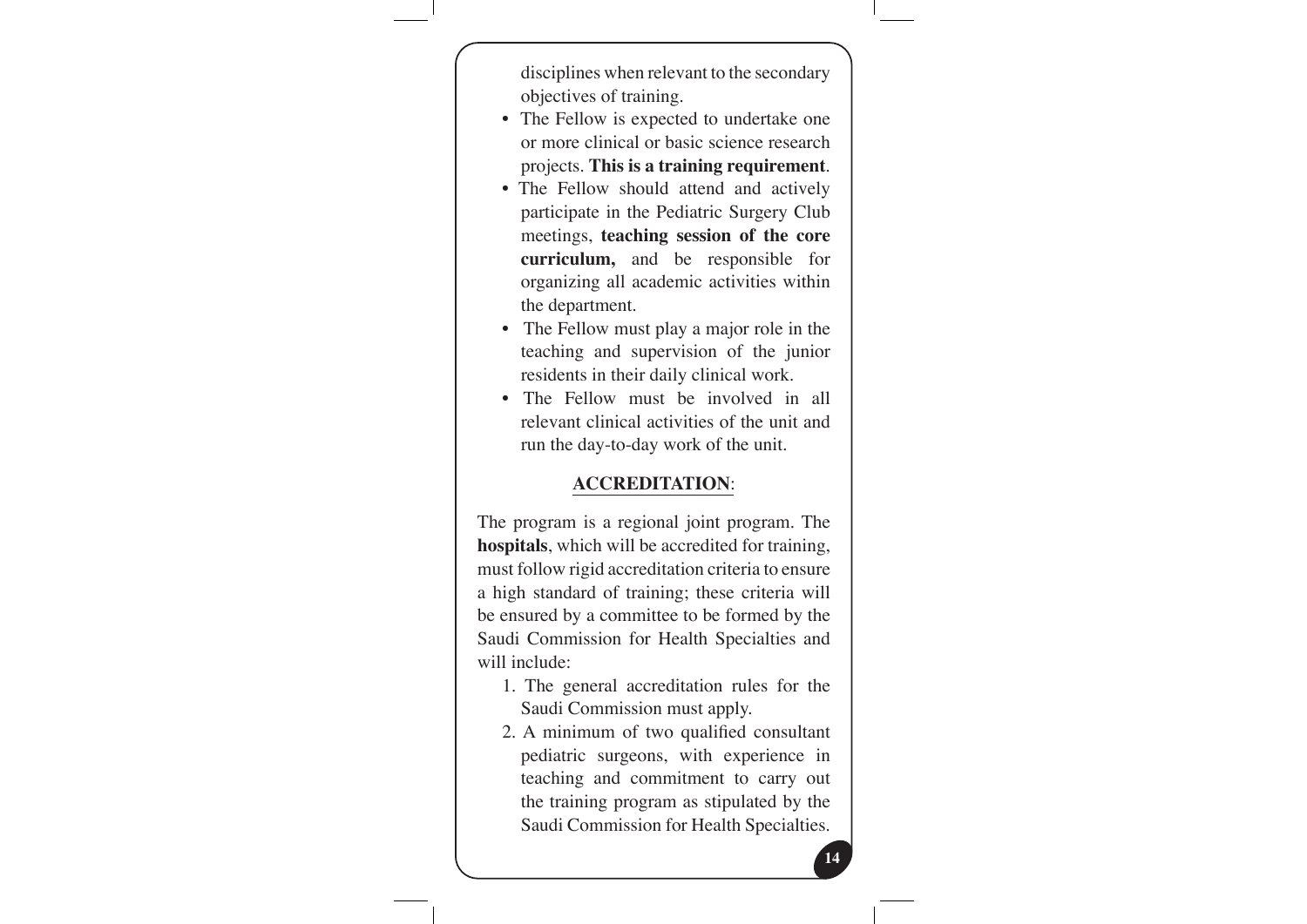disciplines when relevant to the secondary objectives of training.

- The Fellow is expected to undertake one or more clinical or basic science research projects. **This is a training requirement**.
- The Fellow should attend and actively participate in the Pediatric Surgery Club meetings, **teaching session of the core curriculum,** and be responsible for organizing all academic activities within the department.
- The Fellow must play a major role in the teaching and supervision of the junior residents in their daily clinical work.
- The Fellow must be involved in all relevant clinical activities of the unit and run the day-to-day work of the unit.

## ACCREDITATION:

The program is a regional joint program. The **hospitals**, which will be accredited for training, must follow rigid accreditation criteria to ensure a high standard of training; these criteria will be ensured by a committee to be formed by the Saudi Commission for Health Specialties and will include:

1. The general accreditation rules for the Saudi Commission must apply.
2. A minimum of two qualified consultant pediatric surgeons, with experience in teaching and commitment to carry out the training program as stipulated by the Saudi Commission for Health Specialties.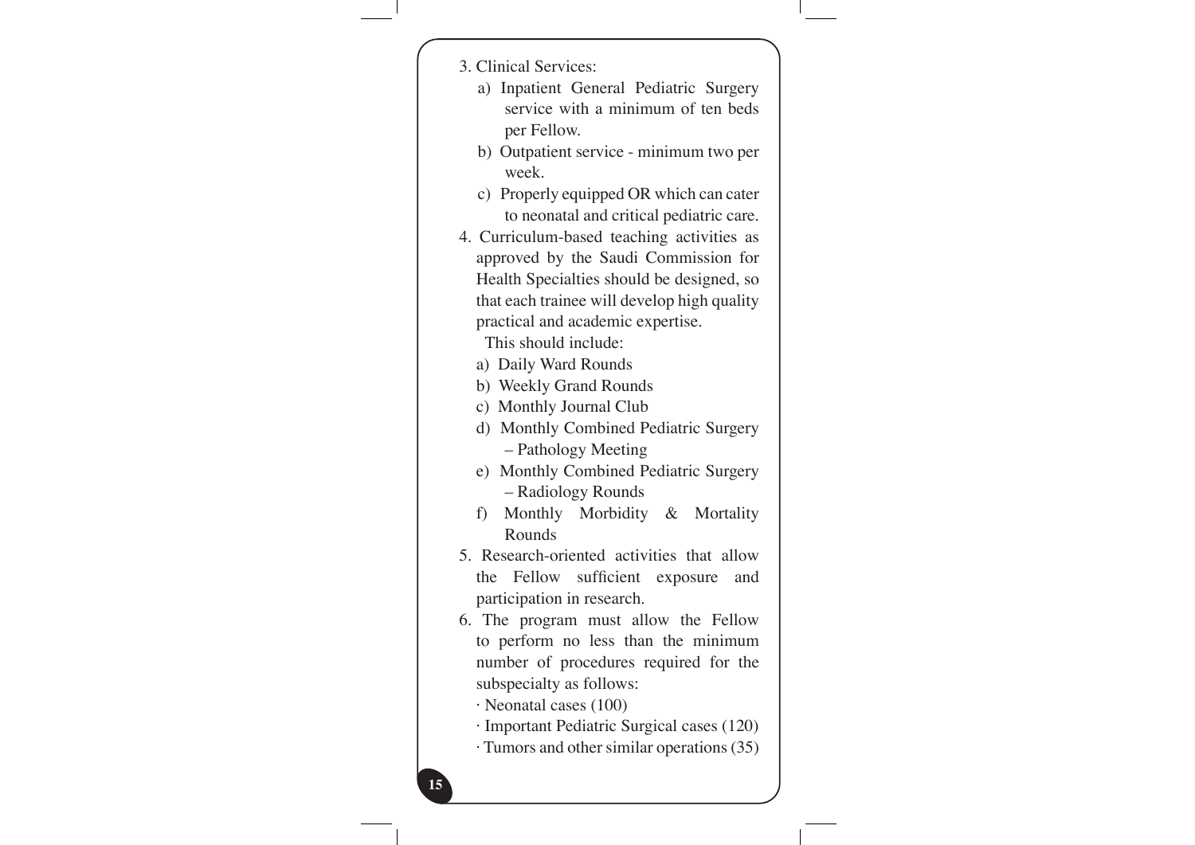3. Clinical Services:
    a) Inpatient General Pediatric Surgery service with a minimum of ten beds per Fellow.
    b) Outpatient service - minimum two per week.
    c) Properly equipped OR which can cater to neonatal and critical pediatric care.
4. Curriculum-based teaching activities as approved by the Saudi Commission for Health Specialties should be designed, so that each trainee will develop high quality practical and academic expertise.
   This should include:
    a) Daily Ward Rounds
    b) Weekly Grand Rounds
    c) Monthly Journal Club
    d) Monthly Combined Pediatric Surgery – Pathology Meeting
    e) Monthly Combined Pediatric Surgery – Radiology Rounds
    f) Monthly Morbidity & Mortality Rounds
5. Research-oriented activities that allow the Fellow sufficient exposure and participation in research.
6. The program must allow the Fellow to perform no less than the minimum number of procedures required for the subspecialty as follows:
    · Neonatal cases (100)
    · Important Pediatric Surgical cases (120)
    · Tumors and other similar operations (35)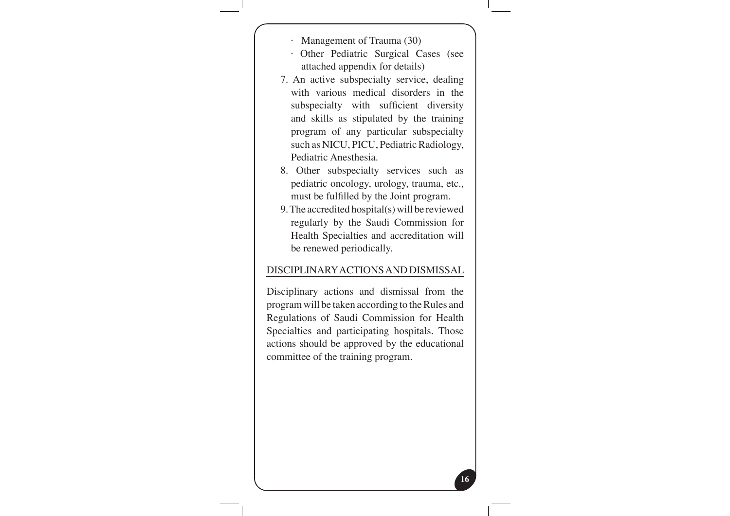- Management of Trauma (30)
- Other Pediatric Surgical Cases (see attached appendix for details)

7. An active subspecialty service, dealing with various medical disorders in the subspecialty with sufficient diversity and skills as stipulated by the training program of any particular subspecialty such as NICU, PICU, Pediatric Radiology, Pediatric Anesthesia.
8. Other subspecialty services such as pediatric oncology, urology, trauma, etc., must be fulfilled by the Joint program.
9. The accredited hospital(s) will be reviewed regularly by the Saudi Commission for Health Specialties and accreditation will be renewed periodically.

## DISCIPLINARY ACTIONS AND DISMISSAL

Disciplinary actions and dismissal from the program will be taken according to the Rules and Regulations of Saudi Commission for Health Specialties and participating hospitals. Those actions should be approved by the educational committee of the training program.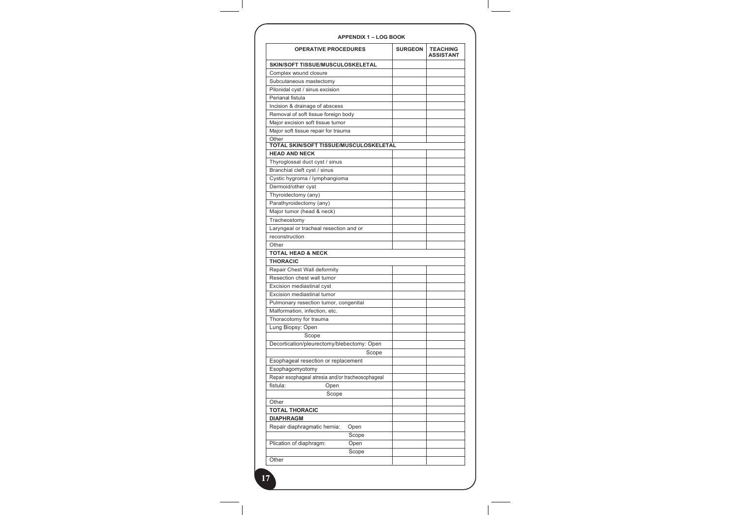## APPENDIX 1 – LOG BOOK

| OPERATIVE PROCEDURES | SURGEON | TEACHING ASSISTANT |
|---|---|---|
| **SKIN/SOFT TISSUE/MUSCULOSKELETAL** | | |
| Complex wound closure | | |
| Subcutaneous mastectomy | | |
| Pilonidal cyst / sinus excision | | |
| Perianal fistula | | |
| Incision & drainage of abscess | | |
| Removal of soft tissue foreign body | | |
| Major excision soft tissue tumor | | |
| Major soft tissue repair for trauma | | |
| Other | | |
| **TOTAL SKIN/SOFT TISSUE/MUSCULOSKELETAL** | | |
| **HEAD AND NECK** | | |
| Thyroglossal duct cyst / sinus | | |
| Branchial cleft cyst / sinus | | |
| Cystic hygroma / lymphangioma | | |
| Dermoid/other cyst | | |
| Thyroidectomy (any) | | |
| Parathyroidectomy (any) | | |
| Major tumor (head & neck) | | |
| Tracheostomy | | |
| Laryngeal or tracheal resection and or | | |
| reconstruction | | |
| Other | | |
| **TOTAL HEAD & NECK** | | |
| **THORACIC** | | |
| Repair Chest Wall deformity | | |
| Resection chest wall tumor | | |
| Excision mediastinal cyst | | |
| Excision mediastinal tumor | | |
| Pulmonary resection tumor, congenital | | |
| Malformation, infection, etc. | | |
| Thoracotomy for trauma | | |
| Lung Biopsy: Open | | |
| Scope | | |
| Decortication/pleurectomy/blebectomy: Open | | |
| Scope | | |
| Esophageal resection or replacement | | |
| Esophagomyotomy | | |
| Repair esophageal atresia and/or tracheosophageal | | |
| fistula: Open | | |
| Scope | | |
| Other | | |
| **TOTAL THORACIC** | | |
| **DIAPHRAGM** | | |
| Repair diaphragmatic hernia: Open | | |
| Scope | | |
| Plication of diaphragm: Open | | |
| Scope | | |
| Other | | |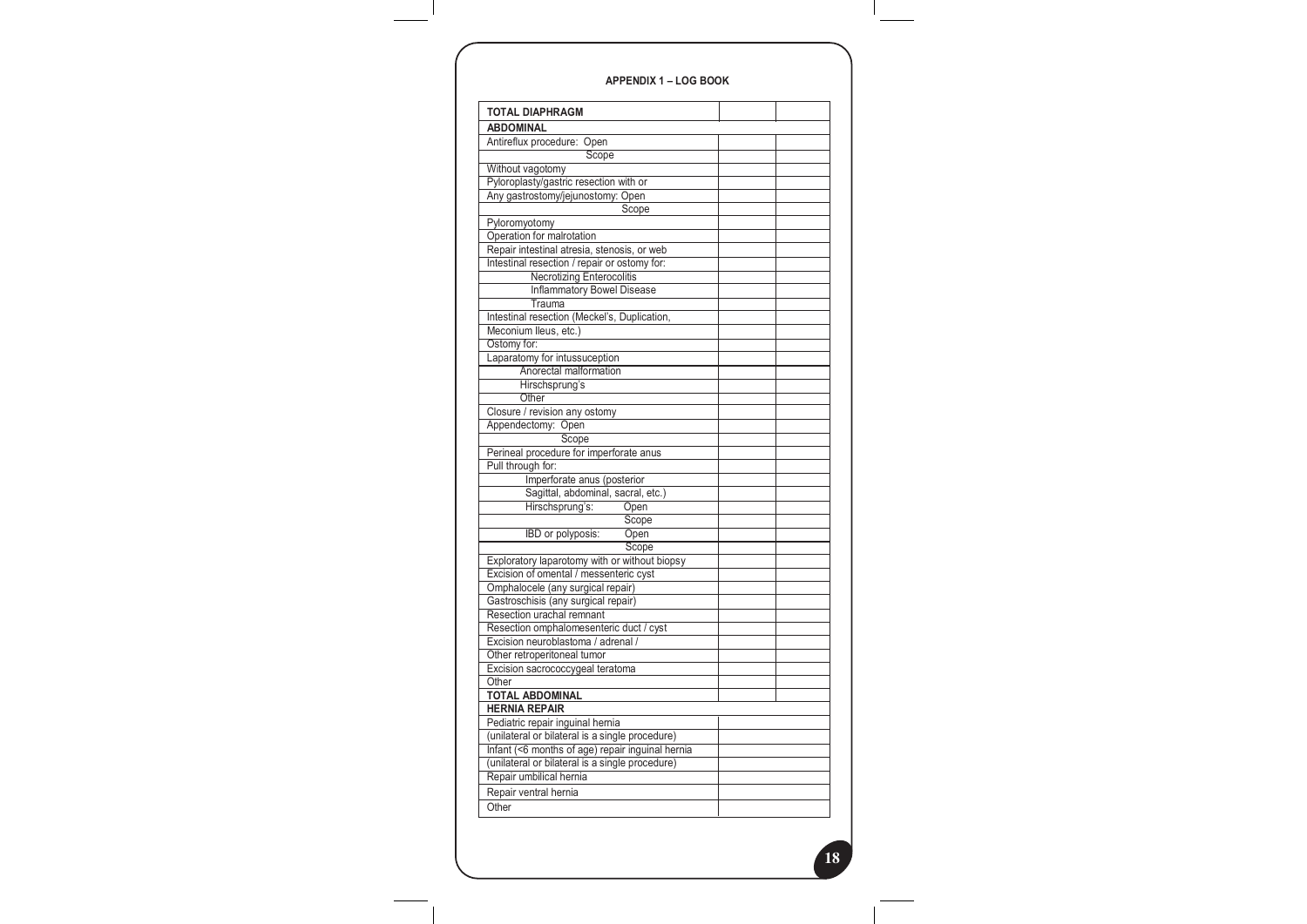**APPENDIX 1 – LOG BOOK**

| **TOTAL DIAPHRAGM** | | |
|---|---|---|
| **ABDOMINAL** | | |
| Antireflux procedure: Open | | |
| Scope | | |
| Without vagotomy | | |
| Pyloroplasty/gastric resection with or | | |
| Any gastrostomy/jejunostomy: Open | | |
| Scope | | |
| Pyloromyotomy | | |
| Operation for malrotation | | |
| Repair intestinal atresia, stenosis, or web | | |
| Intestinal resection / repair or ostomy for: | | |
| Necrotizing Enterocolitis | | |
| Inflammatory Bowel Disease | | |
| Trauma | | |
| Intestinal resection (Meckel's, Duplication, | | |
| Meconium Ileus, etc.) | | |
| Ostomy for: | | |
| Laparatomy for intussuception | | |
| Anorectal malformation | | |
| Hirschsprung's | | |
| Other | | |
| Closure / revision any ostomy | | |
| Appendectomy: Open | | |
| Scope | | |
| Perineal procedure for imperforate anus | | |
| Pull through for: | | |
| Imperforate anus (posterior | | |
| Sagittal, abdominal, sacral, etc.) | | |
| Hirschsprung's: Open | | |
| Scope | | |
| IBD or polyposis: Open | | |
| Scope | | |
| Exploratory laparotomy with or without biopsy | | |
| Excision of omental / messenteric cyst | | |
| Omphalocele (any surgical repair) | | |
| Gastroschisis (any surgical repair) | | |
| Resection urachal remnant | | |
| Resection omphalomesenteric duct / cyst | | |
| Excision neuroblastoma / adrenal / | | |
| Other retroperitoneal tumor | | |
| Excision sacrococcygeal teratoma | | |
| Other | | |
| **TOTAL ABDOMINAL** | | |
| **HERNIA REPAIR** | | |
| Pediatric repair inguinal hernia | | |
| (unilateral or bilateral is a single procedure) | | |
| Infant (<6 months of age) repair inguinal hernia | | |
| (unilateral or bilateral is a single procedure) | | |
| Repair umbilical hernia | | |
| Repair ventral hernia | | |
| Other | | |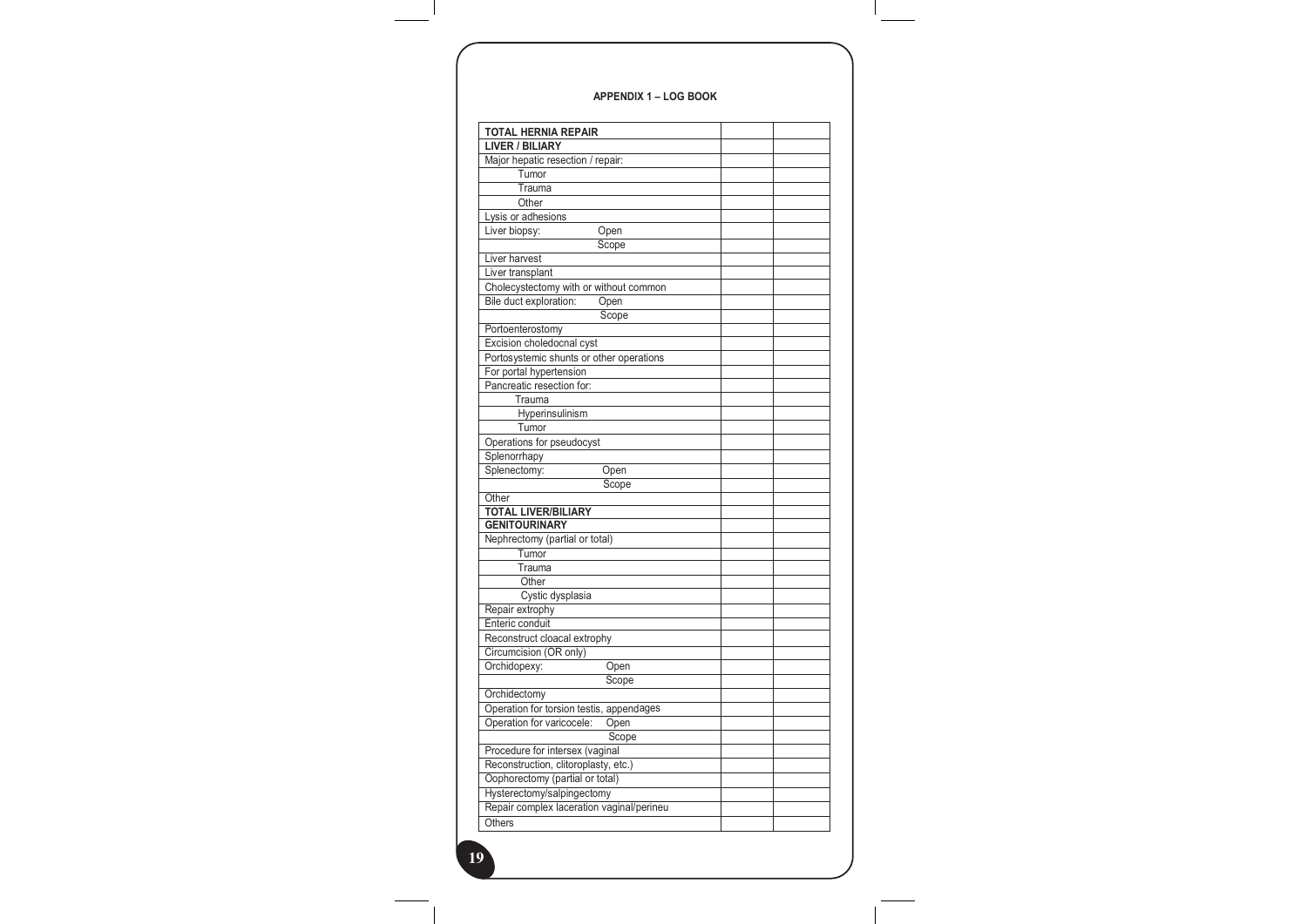## APPENDIX 1 – LOG BOOK

| | | |
|---|---|---|
| **TOTAL HERNIA REPAIR** | | |
| **LIVER / BILIARY** | | |
| Major hepatic resection / repair: | | |
| Tumor | | |
| Trauma | | |
| Other | | |
| Lysis or adhesions | | |
| Liver biopsy: Open | | |
| Scope | | |
| Liver harvest | | |
| Liver transplant | | |
| Cholecystectomy with or without common | | |
| Bile duct exploration: Open | | |
| Scope | | |
| Portoenterostomy | | |
| Excision choledocnal cyst | | |
| Portosystemic shunts or other operations | | |
| For portal hypertension | | |
| Pancreatic resection for: | | |
| Trauma | | |
| Hyperinsulinism | | |
| Tumor | | |
| Operations for pseudocyst | | |
| Splenorrhapy | | |
| Splenectomy: Open | | |
| Scope | | |
| Other | | |
| **TOTAL LIVER/BILIARY** | | |
| **GENITOURINARY** | | |
| Nephrectomy (partial or total) | | |
| Tumor | | |
| Trauma | | |
| Other | | |
| Cystic dysplasia | | |
| Repair extrophy | | |
| Enteric conduit | | |
| Reconstruct cloacal extrophy | | |
| Circumcision (OR only) | | |
| Orchidopexy: Open | | |
| Scope | | |
| Orchidectomy | | |
| Operation for torsion testis, appendages | | |
| Operation for varicocele: Open | | |
| Scope | | |
| Procedure for intersex (vaginal | | |
| Reconstruction, clitoroplasty, etc.) | | |
| Oophorectomy (partial or total) | | |
| Hysterectomy/salpingectomy | | |
| Repair complex laceration vaginal/perineu | | |
| Others | | |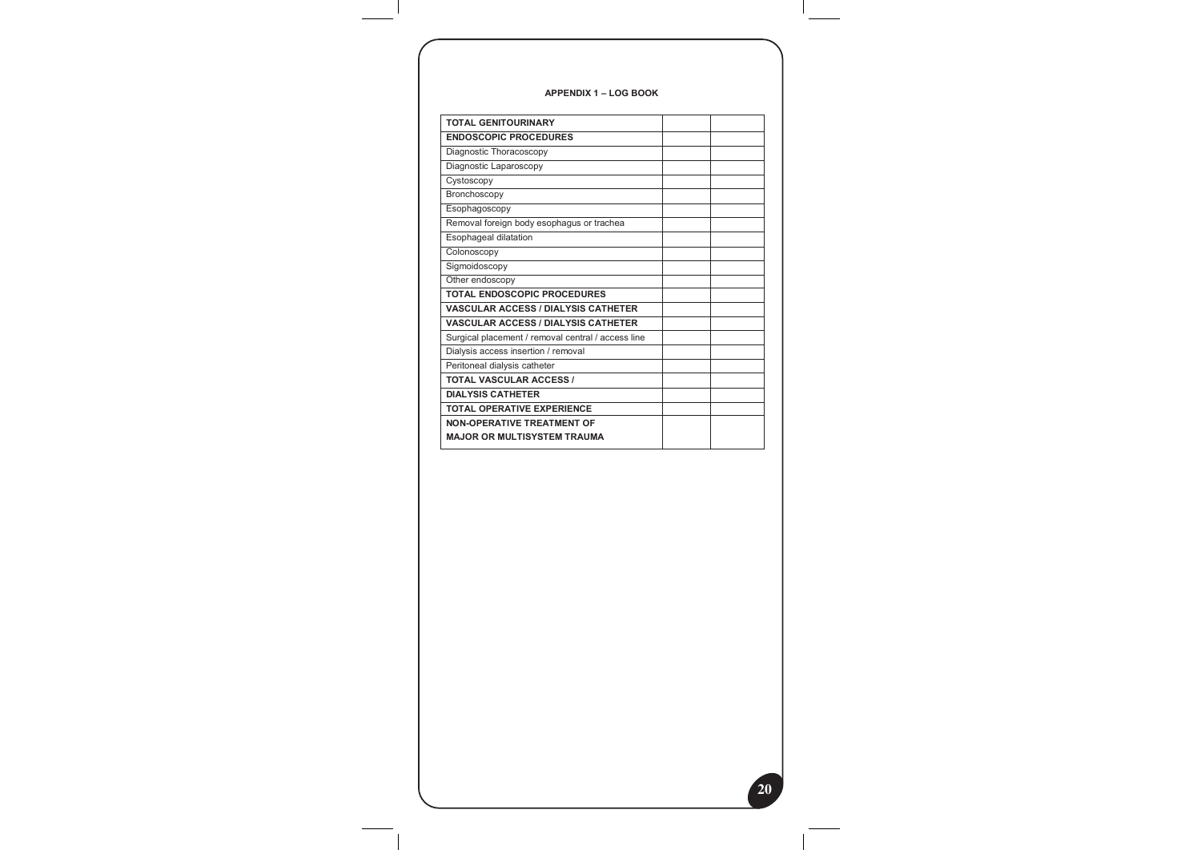**APPENDIX 1 – LOG BOOK**

| | | |
|---|---|---|
| **TOTAL GENITOURINARY** | | |
| **ENDOSCOPIC PROCEDURES** | | |
| Diagnostic Thoracoscopy | | |
| Diagnostic Laparoscopy | | |
| Cystoscopy | | |
| Bronchoscopy | | |
| Esophagoscopy | | |
| Removal foreign body esophagus or trachea | | |
| Esophageal dilatation | | |
| Colonoscopy | | |
| Sigmoidoscopy | | |
| Other endoscopy | | |
| **TOTAL ENDOSCOPIC PROCEDURES** | | |
| **VASCULAR ACCESS / DIALYSIS CATHETER** | | |
| **VASCULAR ACCESS / DIALYSIS CATHETER** | | |
| Surgical placement / removal central / access line | | |
| Dialysis access insertion / removal | | |
| Peritoneal dialysis catheter | | |
| **TOTAL VASCULAR ACCESS /** | | |
| **DIALYSIS CATHETER** | | |
| **TOTAL OPERATIVE EXPERIENCE** | | |
| **NON-OPERATIVE TREATMENT OF MAJOR OR MULTISYSTEM TRAUMA** | | |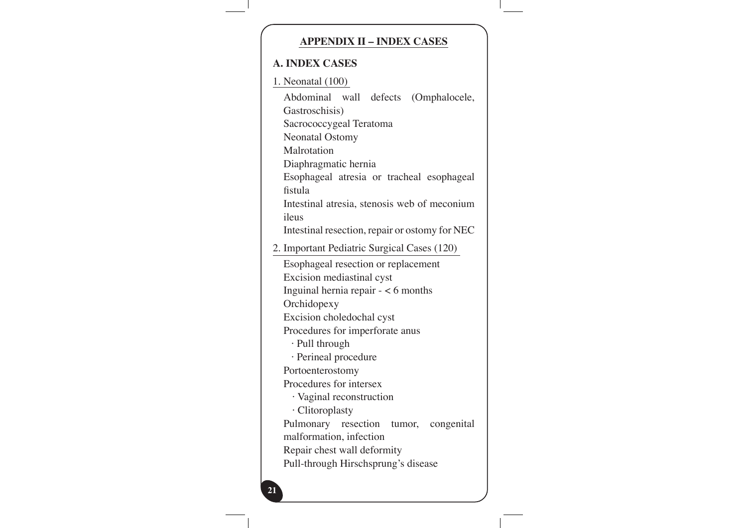# APPENDIX II – INDEX CASES

## A. INDEX CASES

### 1. Neonatal (100)

- Abdominal wall defects (Omphalocele, Gastroschisis)
- Sacrococcygeal Teratoma
- Neonatal Ostomy
- Malrotation
- Diaphragmatic hernia
- Esophageal atresia or tracheal esophageal fistula
- Intestinal atresia, stenosis web of meconium ileus
- Intestinal resection, repair or ostomy for NEC

### 2. Important Pediatric Surgical Cases (120)

- Esophageal resection or replacement
- Excision mediastinal cyst
- Inguinal hernia repair - < 6 months
- Orchidopexy
- Excision choledochal cyst
- Procedures for imperforate anus
  - Pull through
  - Perineal procedure
- Portoenterostomy
- Procedures for intersex
  - Vaginal reconstruction
  - Clitoroplasty
- Pulmonary resection tumor, congenital malformation, infection
- Repair chest wall deformity
- Pull-through Hirschsprung's disease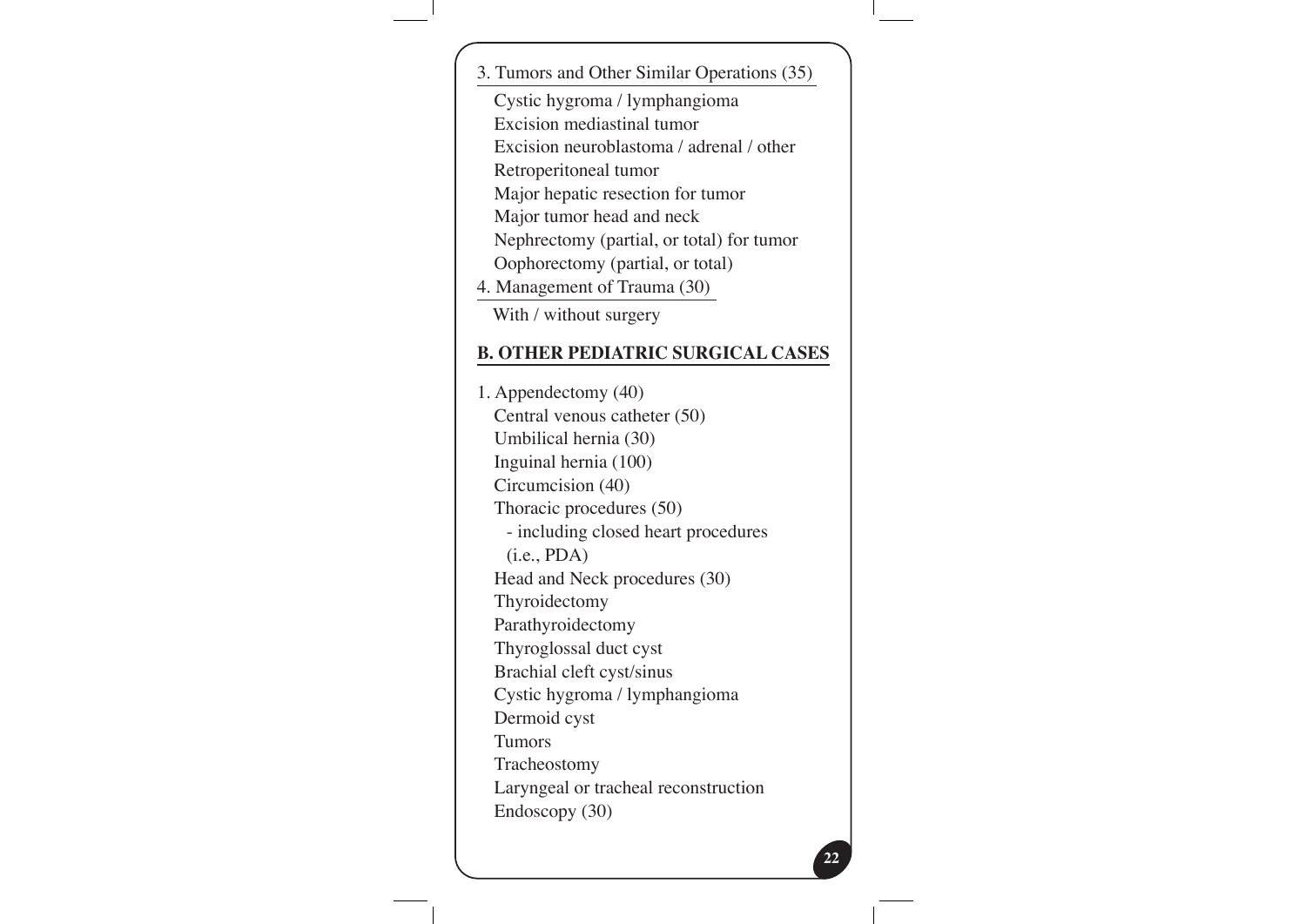3. Tumors and Other Similar Operations (35)

   Cystic hygroma / lymphangioma
   Excision mediastinal tumor
   Excision neuroblastoma / adrenal / other
   Retroperitoneal tumor
   Major hepatic resection for tumor
   Major tumor head and neck
   Nephrectomy (partial, or total) for tumor
   Oophorectomy (partial, or total)

4. Management of Trauma (30)

   With / without surgery

## B. OTHER PEDIATRIC SURGICAL CASES

1. Appendectomy (40)
   Central venous catheter (50)
   Umbilical hernia (30)
   Inguinal hernia (100)
   Circumcision (40)
   Thoracic procedures (50)
     - including closed heart procedures
     (i.e., PDA)
   Head and Neck procedures (30)
   Thyroidectomy
   Parathyroidectomy
   Thyroglossal duct cyst
   Brachial cleft cyst/sinus
   Cystic hygroma / lymphangioma
   Dermoid cyst
   Tumors
   Tracheostomy
   Laryngeal or tracheal reconstruction
   Endoscopy (30)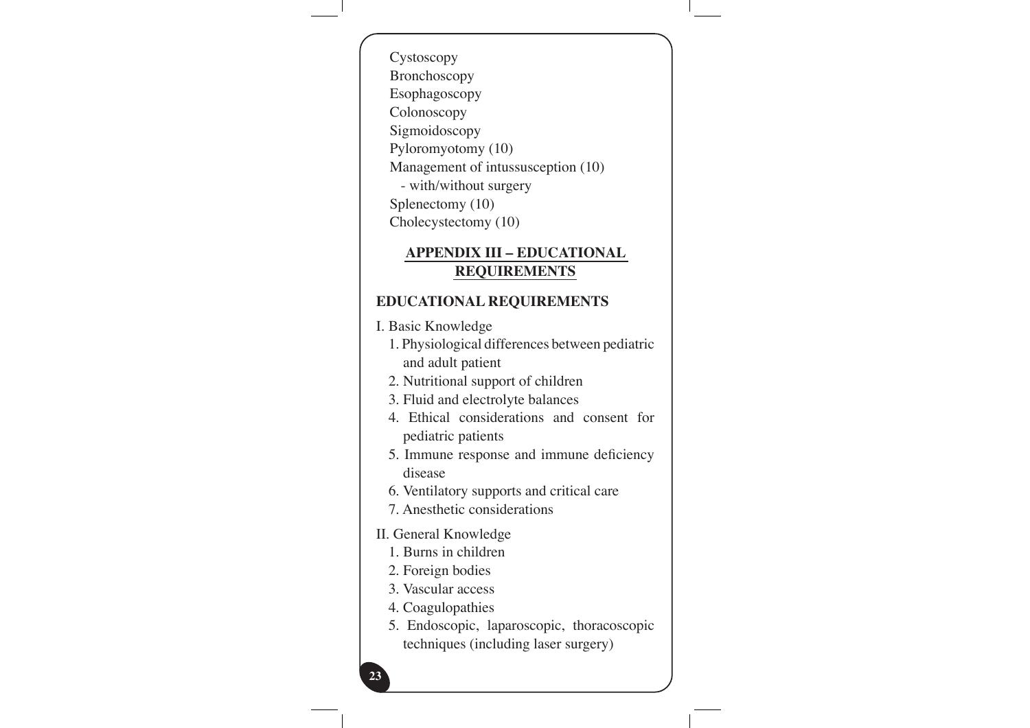Cystoscopy
Bronchoscopy
Esophagoscopy
Colonoscopy
Sigmoidoscopy
Pyloromyotomy (10)
Management of intussusception (10)
  - with/without surgery
Splenectomy (10)
Cholecystectomy (10)

## APPENDIX III – EDUCATIONAL REQUIREMENTS

### EDUCATIONAL REQUIREMENTS

I. Basic Knowledge

1. Physiological differences between pediatric and adult patient
2. Nutritional support of children
3. Fluid and electrolyte balances
4. Ethical considerations and consent for pediatric patients
5. Immune response and immune deficiency disease
6. Ventilatory supports and critical care
7. Anesthetic considerations

II. General Knowledge

1. Burns in children
2. Foreign bodies
3. Vascular access
4. Coagulopathies
5. Endoscopic, laparoscopic, thoracoscopic techniques (including laser surgery)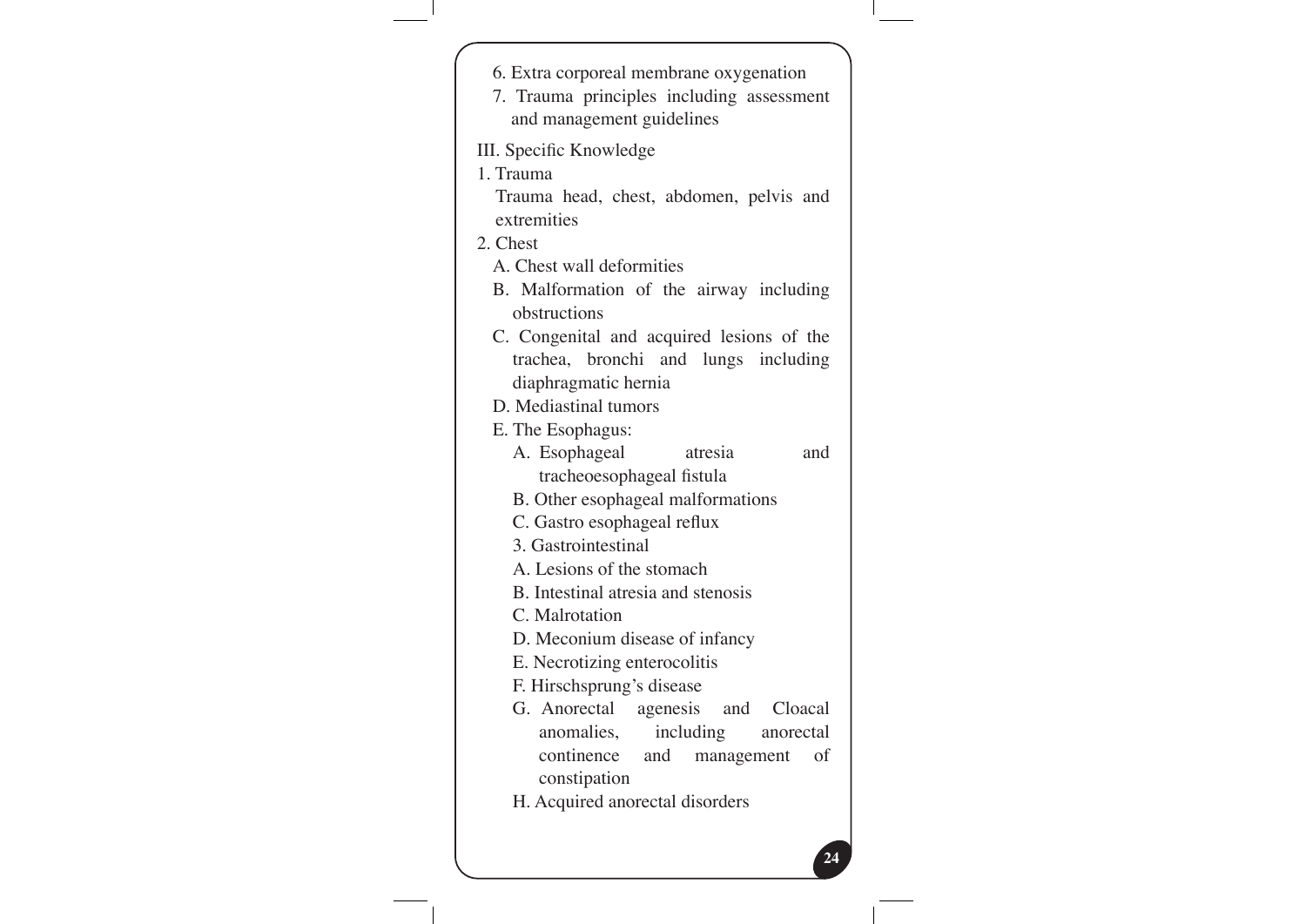6. Extra corporeal membrane oxygenation
7. Trauma principles including assessment and management guidelines

III. Specific Knowledge

1. Trauma

   Trauma head, chest, abdomen, pelvis and extremities

2. Chest

   A. Chest wall deformities

   B. Malformation of the airway including obstructions

   C. Congenital and acquired lesions of the trachea, bronchi and lungs including diaphragmatic hernia

   D. Mediastinal tumors

   E. The Esophagus:

      A. Esophageal atresia and tracheoesophageal fistula

      B. Other esophageal malformations

      C. Gastro esophageal reflux

      3. Gastrointestinal

      A. Lesions of the stomach

      B. Intestinal atresia and stenosis

      C. Malrotation

      D. Meconium disease of infancy

      E. Necrotizing enterocolitis

      F. Hirschsprung's disease

      G. Anorectal agenesis and Cloacal anomalies, including anorectal continence and management of constipation

      H. Acquired anorectal disorders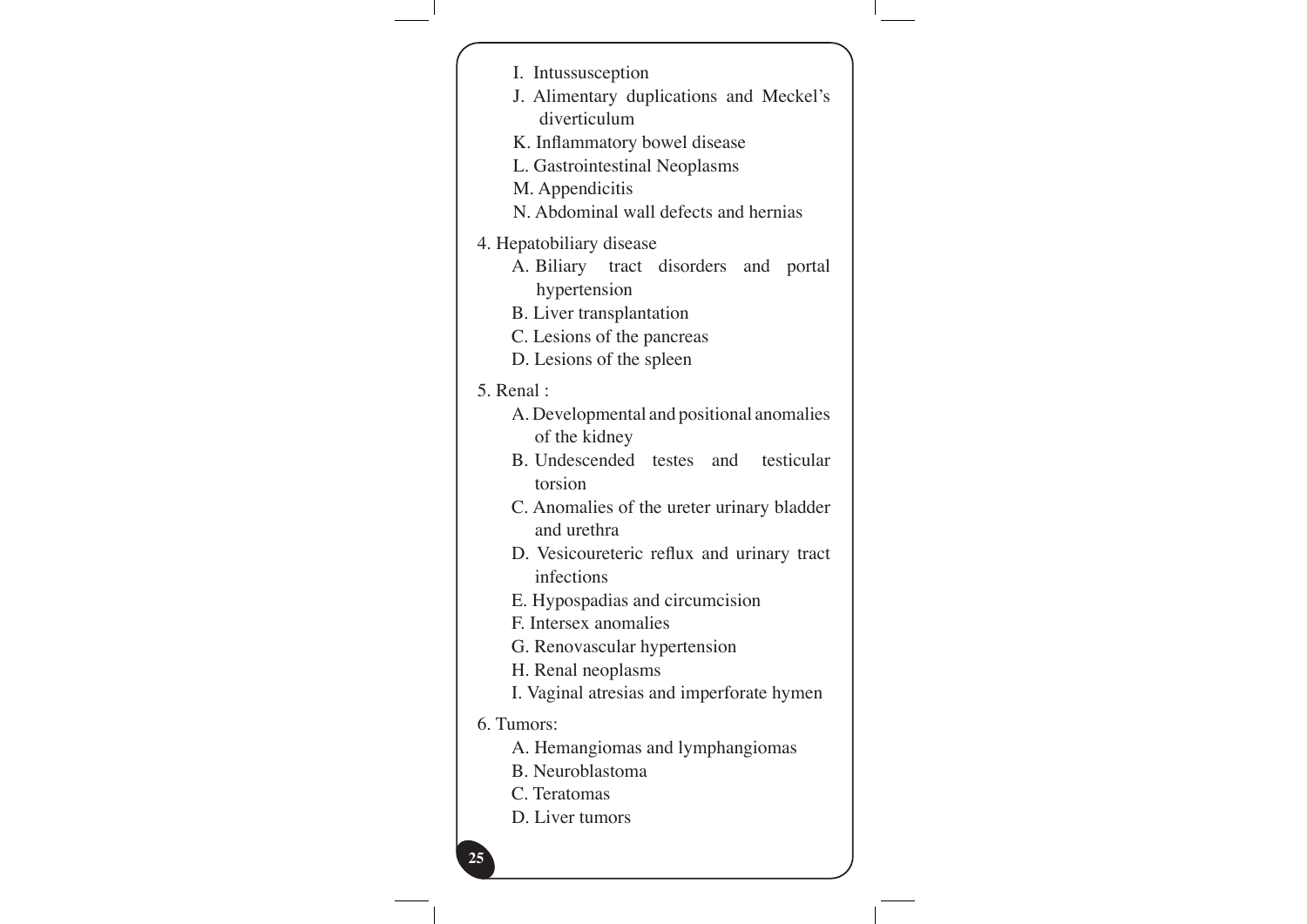- I. Intussusception
- J. Alimentary duplications and Meckel's diverticulum
- K. Inflammatory bowel disease
- L. Gastrointestinal Neoplasms
- M. Appendicitis
- N. Abdominal wall defects and hernias

4. Hepatobiliary disease
   - A. Biliary tract disorders and portal hypertension
   - B. Liver transplantation
   - C. Lesions of the pancreas
   - D. Lesions of the spleen

5. Renal :
   - A. Developmental and positional anomalies of the kidney
   - B. Undescended testes and testicular torsion
   - C. Anomalies of the ureter urinary bladder and urethra
   - D. Vesicoureteric reflux and urinary tract infections
   - E. Hypospadias and circumcision
   - F. Intersex anomalies
   - G. Renovascular hypertension
   - H. Renal neoplasms
   - I. Vaginal atresias and imperforate hymen

6. Tumors:
   - A. Hemangiomas and lymphangiomas
   - B. Neuroblastoma
   - C. Teratomas
   - D. Liver tumors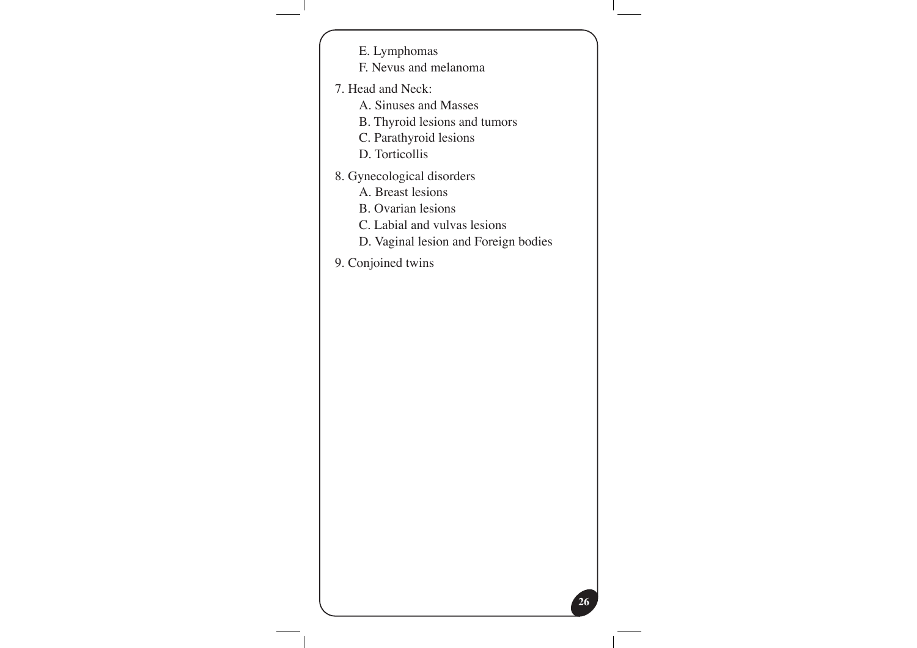E. Lymphomas
   F. Nevus and melanoma

7. Head and Neck:
   A. Sinuses and Masses
   B. Thyroid lesions and tumors
   C. Parathyroid lesions
   D. Torticollis

8. Gynecological disorders
   A. Breast lesions
   B. Ovarian lesions
   C. Labial and vulvas lesions
   D. Vaginal lesion and Foreign bodies

9. Conjoined twins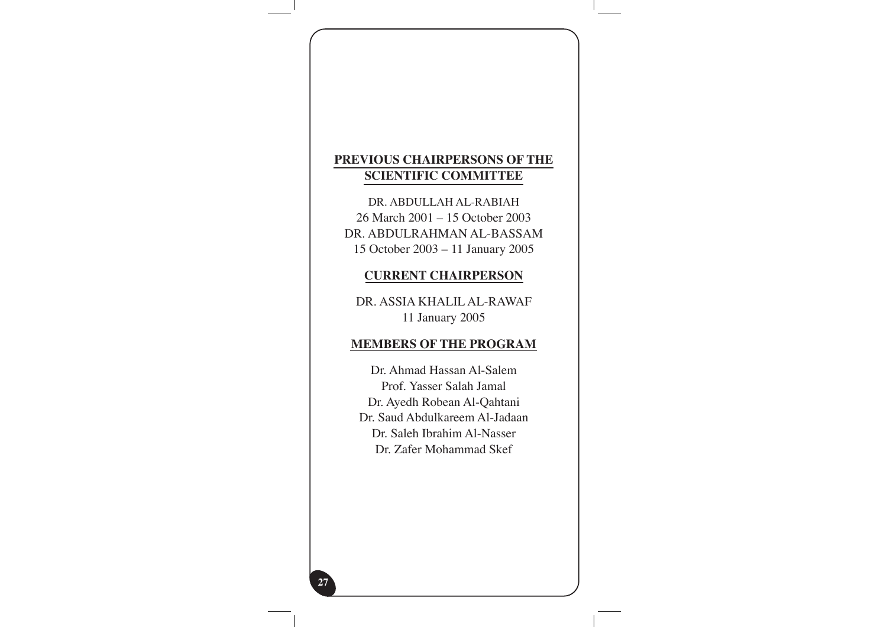## PREVIOUS CHAIRPERSONS OF THE SCIENTIFIC COMMITTEE

DR. ABDULLAH AL-RABIAH
26 March 2001 – 15 October 2003
DR. ABDULRAHMAN AL-BASSAM
15 October 2003 – 11 January 2005

## CURRENT CHAIRPERSON

DR. ASSIA KHALIL AL-RAWAF
11 January 2005

## MEMBERS OF THE PROGRAM

Dr. Ahmad Hassan Al-Salem
Prof. Yasser Salah Jamal
Dr. Ayedh Robean Al-Qahtani
Dr. Saud Abdulkareem Al-Jadaan
Dr. Saleh Ibrahim Al-Nasser
Dr. Zafer Mohammad Skef